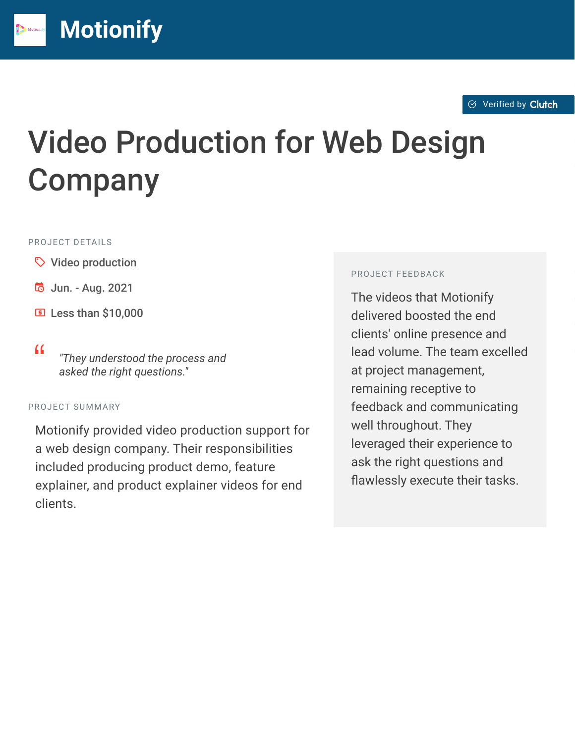# Motionify

Verified by Clutch

# Video Production for Web Design Company

## PROJECT DETAILS

- Video production
- Jun. - Aug. 2021
- Less than $10,000

> *"They understood the process and asked the right questions."*

## PROJECT SUMMARY

Motionify provided video production support for a web design company. Their responsibilities included producing product demo, feature explainer, and product explainer videos for end clients.

## PROJECT FEEDBACK

The videos that Motionify delivered boosted the end clients' online presence and lead volume. The team excelled at project management, remaining receptive to feedback and communicating well throughout. They leveraged their experience to ask the right questions and flawlessly execute their tasks.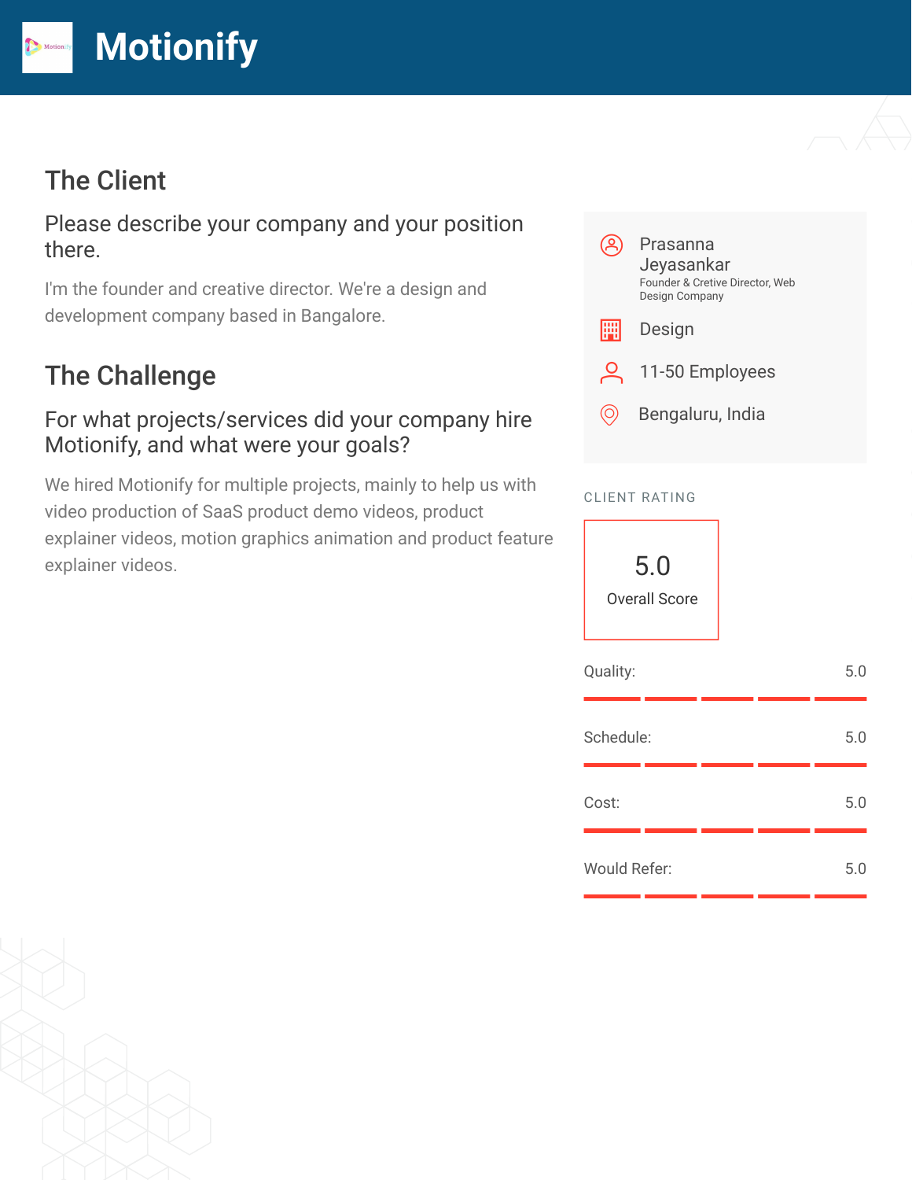# Motionify

## The Client

### Please describe your company and your position there.

I'm the founder and creative director. We're a design and development company based in Bangalore.

## The Challenge

### For what projects/services did your company hire Motionify, and what were your goals?

We hired Motionify for multiple projects, mainly to help us with video production of SaaS product demo videos, product explainer videos, motion graphics animation and product feature explainer videos.

---

**Prasanna Jeyasankar**
Founder & Cretive Director, Web Design Company

Design

11-50 Employees

Bengaluru, India

CLIENT RATING

**5.0**
Overall Score

| | |
|---|---|
| Quality: | 5.0 |
| Schedule: | 5.0 |
| Cost: | 5.0 |
| Would Refer: | 5.0 |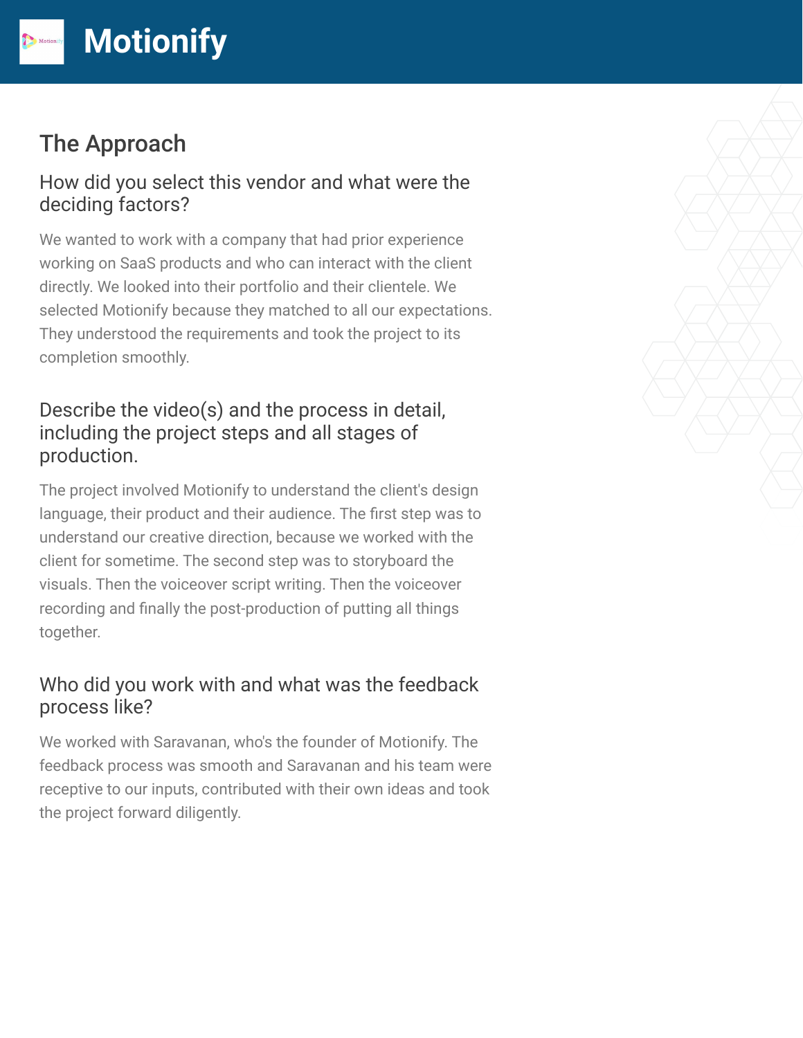# Motionify

## The Approach

### How did you select this vendor and what were the deciding factors?

We wanted to work with a company that had prior experience working on SaaS products and who can interact with the client directly. We looked into their portfolio and their clientele. We selected Motionify because they matched to all our expectations. They understood the requirements and took the project to its completion smoothly.

### Describe the video(s) and the process in detail, including the project steps and all stages of production.

The project involved Motionify to understand the client's design language, their product and their audience. The first step was to understand our creative direction, because we worked with the client for sometime. The second step was to storyboard the visuals. Then the voiceover script writing. Then the voiceover recording and finally the post-production of putting all things together.

### Who did you work with and what was the feedback process like?

We worked with Saravanan, who's the founder of Motionify. The feedback process was smooth and Saravanan and his team were receptive to our inputs, contributed with their own ideas and took the project forward diligently.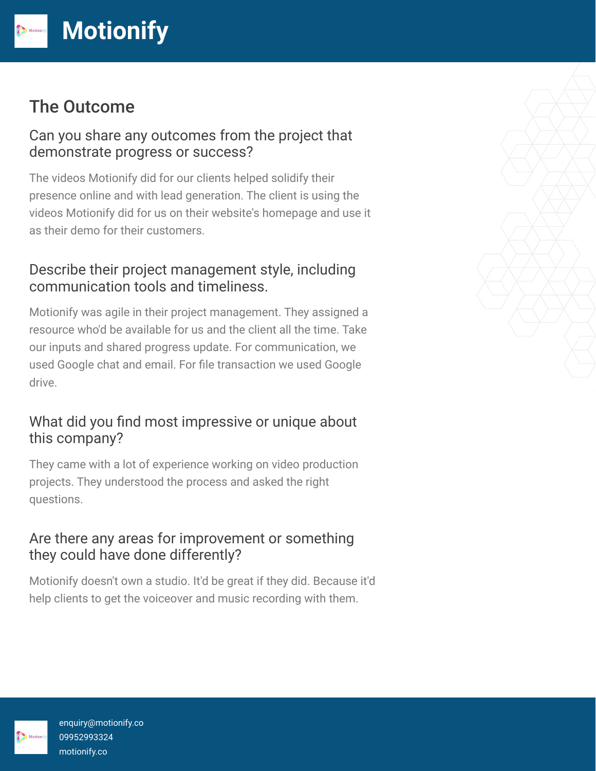## The Outcome

### Can you share any outcomes from the project that demonstrate progress or success?

The videos Motionify did for our clients helped solidify their presence online and with lead generation. The client is using the videos Motionify did for us on their website's homepage and use it as their demo for their customers.

### Describe their project management style, including communication tools and timeliness.

Motionify was agile in their project management. They assigned a resource who'd be available for us and the client all the time. Take our inputs and shared progress update. For communication, we used Google chat and email. For file transaction we used Google drive.

### What did you find most impressive or unique about this company?

They came with a lot of experience working on video production projects. They understood the process and asked the right questions.

### Are there any areas for improvement or something they could have done differently?

Motionify doesn't own a studio. It'd be great if they did. Because it'd help clients to get the voiceover and music recording with them.